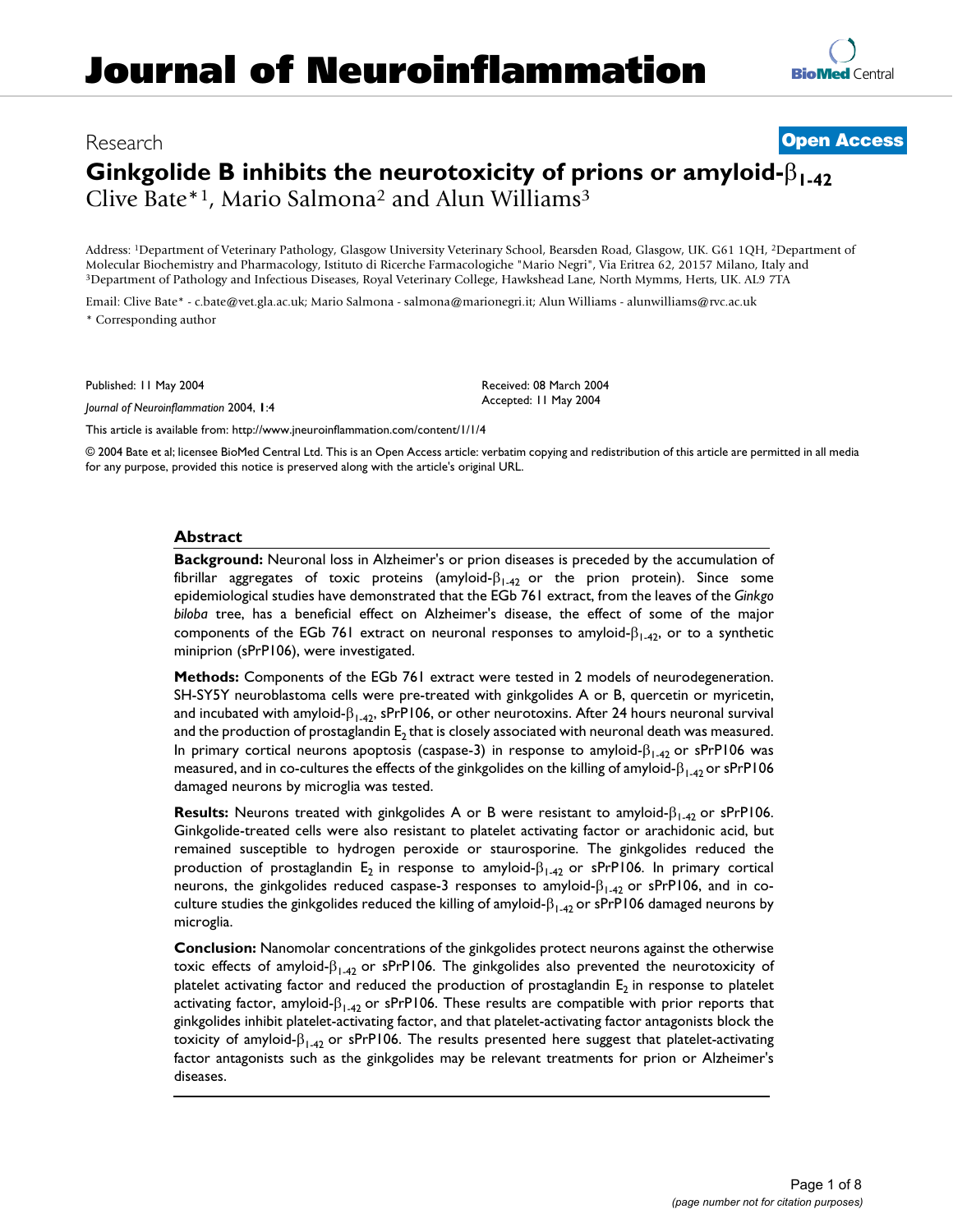# Journal of Neuroinflammation

Research

**Open Access**

## Ginkgolide B inhibits the neurotoxicity of prions or amyloid-$\beta_{1-42}$

Clive Bate*[1], Mario Salmona[2] and Alun Williams[3]

Address: [1]Department of Veterinary Pathology, Glasgow University Veterinary School, Bearsden Road, Glasgow, UK. G61 1QH, [2]Department of Molecular Biochemistry and Pharmacology, Istituto di Ricerche Farmacologiche "Mario Negri", Via Eritrea 62, 20157 Milano, Italy and [3]Department of Pathology and Infectious Diseases, Royal Veterinary College, Hawkshead Lane, North Mymms, Herts, UK. AL9 7TA

Email: Clive Bate* - c.bate@vet.gla.ac.uk; Mario Salmona - salmona@marionegri.it; Alun Williams - alunwilliams@rvc.ac.uk

* Corresponding author

Published: 11 May 2004

*Journal of Neuroinflammation* 2004, **1**:4

Received: 08 March 2004

Accepted: 11 May 2004

This article is available from: http://www.jneuroinflammation.com/content/1/1/4

© 2004 Bate et al; licensee BioMed Central Ltd. This is an Open Access article: verbatim copying and redistribution of this article are permitted in all media for any purpose, provided this notice is preserved along with the article's original URL.

### Abstract

**Background:** Neuronal loss in Alzheimer's or prion diseases is preceded by the accumulation of fibrillar aggregates of toxic proteins (amyloid-$\beta_{1-42}$ or the prion protein). Since some epidemiological studies have demonstrated that the EGb 761 extract, from the leaves of the *Ginkgo biloba* tree, has a beneficial effect on Alzheimer's disease, the effect of some of the major components of the EGb 761 extract on neuronal responses to amyloid-$\beta_{1-42}$, or to a synthetic miniprion (sPrP106), were investigated.

**Methods:** Components of the EGb 761 extract were tested in 2 models of neurodegeneration. SH-SY5Y neuroblastoma cells were pre-treated with ginkgolides A or B, quercetin or myricetin, and incubated with amyloid-$\beta_{1-42}$, sPrP106, or other neurotoxins. After 24 hours neuronal survival and the production of prostaglandin $E_2$ that is closely associated with neuronal death was measured. In primary cortical neurons apoptosis (caspase-3) in response to amyloid-$\beta_{1-42}$ or sPrP106 was measured, and in co-cultures the effects of the ginkgolides on the killing of amyloid-$\beta_{1-42}$ or sPrP106 damaged neurons by microglia was tested.

**Results:** Neurons treated with ginkgolides A or B were resistant to amyloid-$\beta_{1-42}$ or sPrP106. Ginkgolide-treated cells were also resistant to platelet activating factor or arachidonic acid, but remained susceptible to hydrogen peroxide or staurosporine. The ginkgolides reduced the production of prostaglandin $E_2$ in response to amyloid-$\beta_{1-42}$ or sPrP106. In primary cortical neurons, the ginkgolides reduced caspase-3 responses to amyloid-$\beta_{1-42}$ or sPrP106, and in co-culture studies the ginkgolides reduced the killing of amyloid-$\beta_{1-42}$ or sPrP106 damaged neurons by microglia.

**Conclusion:** Nanomolar concentrations of the ginkgolides protect neurons against the otherwise toxic effects of amyloid-$\beta_{1-42}$ or sPrP106. The ginkgolides also prevented the neurotoxicity of platelet activating factor and reduced the production of prostaglandin $E_2$ in response to platelet activating factor, amyloid-$\beta_{1-42}$ or sPrP106. These results are compatible with prior reports that ginkgolides inhibit platelet-activating factor, and that platelet-activating factor antagonists block the toxicity of amyloid-$\beta_{1-42}$ or sPrP106. The results presented here suggest that platelet-activating factor antagonists such as the ginkgolides may be relevant treatments for prion or Alzheimer's diseases.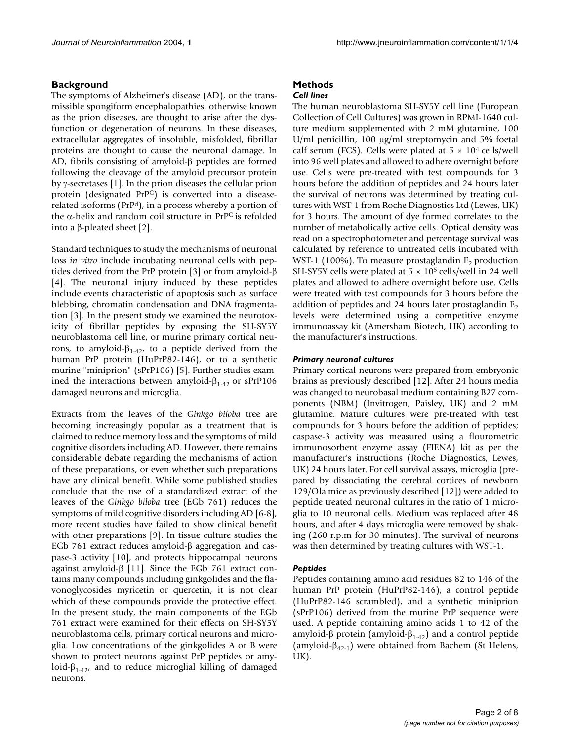## Background

The symptoms of Alzheimer's disease (AD), or the transmissible spongiform encephalopathies, otherwise known as the prion diseases, are thought to arise after the dysfunction or degeneration of neurons. In these diseases, extracellular aggregates of insoluble, misfolded, fibrillar proteins are thought to cause the neuronal damage. In AD, fibrils consisting of amyloid-β peptides are formed following the cleavage of the amyloid precursor protein by γ-secretases [1]. In the prion diseases the cellular prion protein (designated $PrP^C$) is converted into a disease-related isoforms ($PrP^d$), in a process whereby a portion of the α-helix and random coil structure in $PrP^C$ is refolded into a β-pleated sheet [2].

Standard techniques to study the mechanisms of neuronal loss *in vitro* include incubating neuronal cells with peptides derived from the PrP protein [3] or from amyloid-β [4]. The neuronal injury induced by these peptides include events characteristic of apoptosis such as surface blebbing, chromatin condensation and DNA fragmentation [3]. In the present study we examined the neurotoxicity of fibrillar peptides by exposing the SH-SY5Y neuroblastoma cell line, or murine primary cortical neurons, to amyloid-$\beta_{1-42}$, to a peptide derived from the human PrP protein (HuPrP82-146), or to a synthetic murine "miniprion" (sPrP106) [5]. Further studies examined the interactions between amyloid-$\beta_{1-42}$ or sPrP106 damaged neurons and microglia.

Extracts from the leaves of the *Ginkgo biloba* tree are becoming increasingly popular as a treatment that is claimed to reduce memory loss and the symptoms of mild cognitive disorders including AD. However, there remains considerable debate regarding the mechanisms of action of these preparations, or even whether such preparations have any clinical benefit. While some published studies conclude that the use of a standardized extract of the leaves of the *Ginkgo biloba* tree (EGb 761) reduces the symptoms of mild cognitive disorders including AD [6-8], more recent studies have failed to show clinical benefit with other preparations [9]. In tissue culture studies the EGb 761 extract reduces amyloid-β aggregation and caspase-3 activity [10], and protects hippocampal neurons against amyloid-β [11]. Since the EGb 761 extract contains many compounds including ginkgolides and the flavonoglycosides myricetin or quercetin, it is not clear which of these compounds provide the protective effect. In the present study, the main components of the EGb 761 extract were examined for their effects on SH-SY5Y neuroblastoma cells, primary cortical neurons and microglia. Low concentrations of the ginkgolides A or B were shown to protect neurons against PrP peptides or amyloid-$\beta_{1-42}$, and to reduce microglial killing of damaged neurons.

## Methods

### *Cell lines*

The human neuroblastoma SH-SY5Y cell line (European Collection of Cell Cultures) was grown in RPMI-1640 culture medium supplemented with 2 mM glutamine, 100 U/ml penicillin, 100 μg/ml streptomycin and 5% foetal calf serum (FCS). Cells were plated at $5 \times 10^4$ cells/well into 96 well plates and allowed to adhere overnight before use. Cells were pre-treated with test compounds for 3 hours before the addition of peptides and 24 hours later the survival of neurons was determined by treating cultures with WST-1 from Roche Diagnostics Ltd (Lewes, UK) for 3 hours. The amount of dye formed correlates to the number of metabolically active cells. Optical density was read on a spectrophotometer and percentage survival was calculated by reference to untreated cells incubated with WST-1 (100%). To measure prostaglandin $E_2$ production SH-SY5Y cells were plated at $5 \times 10^5$ cells/well in 24 well plates and allowed to adhere overnight before use. Cells were treated with test compounds for 3 hours before the addition of peptides and 24 hours later prostaglandin $E_2$ levels were determined using a competitive enzyme immunoassay kit (Amersham Biotech, UK) according to the manufacturer's instructions.

### *Primary neuronal cultures*

Primary cortical neurons were prepared from embryonic brains as previously described [12]. After 24 hours media was changed to neurobasal medium containing B27 components (NBM) (Invitrogen, Paisley, UK) and 2 mM glutamine. Mature cultures were pre-treated with test compounds for 3 hours before the addition of peptides; caspase-3 activity was measured using a flourometric immunosorbent enzyme assay (FIENA) kit as per the manufacturer's instructions (Roche Diagnostics, Lewes, UK) 24 hours later. For cell survival assays, microglia (prepared by dissociating the cerebral cortices of newborn 129/Ola mice as previously described [12]) were added to peptide treated neuronal cultures in the ratio of 1 microglia to 10 neuronal cells. Medium was replaced after 48 hours, and after 4 days microglia were removed by shaking (260 r.p.m for 30 minutes). The survival of neurons was then determined by treating cultures with WST-1.

### *Peptides*

Peptides containing amino acid residues 82 to 146 of the human PrP protein (HuPrP82-146), a control peptide (HuPrP82-146 scrambled), and a synthetic miniprion (sPrP106) derived from the murine PrP sequence were used. A peptide containing amino acids 1 to 42 of the amyloid-β protein (amyloid-$\beta_{1-42}$) and a control peptide (amyloid-$\beta_{42-1}$) were obtained from Bachem (St Helens, UK).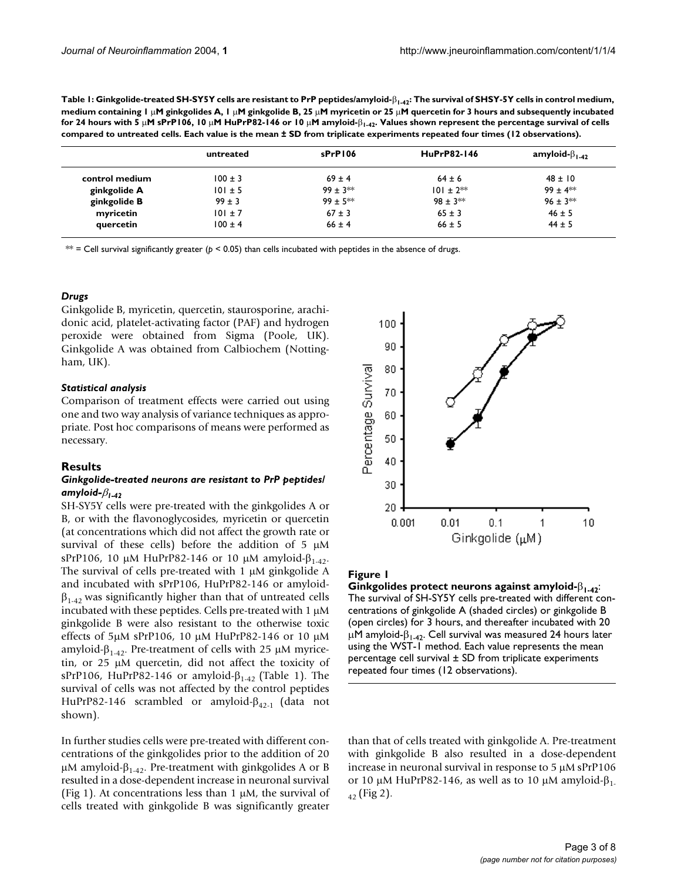**Table 1: Ginkgolide-treated SH-SY5Y cells are resistant to PrP peptides/amyloid-$\beta_{1-42}$: The survival of SHSY-5Y cells in control medium, medium containing 1 μM ginkgolides A, 1 μM ginkgolide B, 25 μM myricetin or 25 μM quercetin for 3 hours and subsequently incubated for 24 hours with 5 μM sPrP106, 10 μM HuPrP82-146 or 10 μM amyloid-$\beta_{1-42}$. Values shown represent the percentage survival of cells compared to untreated cells. Each value is the mean ± SD from triplicate experiments repeated four times (12 observations).**

| | untreated | sPrP106 | HuPrP82-146 | amyloid-$\beta_{1-42}$ |
|---|---|---|---|---|
| control medium | 100 ± 3 | 69 ± 4 | 64 ± 6 | 48 ± 10 |
| ginkgolide A | 101 ± 5 | 99 ± 3** | 101 ± 2** | 99 ± 4** |
| ginkgolide B | 99 ± 3 | 99 ± 5** | 98 ± 3** | 96 ± 3** |
| myricetin | 101 ± 7 | 67 ± 3 | 65 ± 3 | 46 ± 5 |
| quercetin | 100 ± 4 | 66 ± 4 | 66 ± 5 | 44 ± 5 |

** = Cell survival significantly greater ($p < 0.05$) than cells incubated with peptides in the absence of drugs.

### *Drugs*

Ginkgolide B, myricetin, quercetin, staurosporine, arachidonic acid, platelet-activating factor (PAF) and hydrogen peroxide were obtained from Sigma (Poole, UK). Ginkgolide A was obtained from Calbiochem (Nottingham, UK).

### *Statistical analysis*

Comparison of treatment effects were carried out using one and two way analysis of variance techniques as appropriate. Post hoc comparisons of means were performed as necessary.

## Results

### *Ginkgolide-treated neurons are resistant to PrP peptides/amyloid-$\beta_{1-42}$*

SH-SY5Y cells were pre-treated with the ginkgolides A or B, or with the flavonoglycosides, myricetin or quercetin (at concentrations which did not affect the growth rate or survival of these cells) before the addition of 5 μM sPrP106, 10 μM HuPrP82-146 or 10 μM amyloid-$\beta_{1-42}$. The survival of cells pre-treated with 1 μM ginkgolide A and incubated with sPrP106, HuPrP82-146 or amyloid-$\beta_{1-42}$ was significantly higher than that of untreated cells incubated with these peptides. Cells pre-treated with 1 μM ginkgolide B were also resistant to the otherwise toxic effects of 5μM sPrP106, 10 μM HuPrP82-146 or 10 μM amyloid-$\beta_{1-42}$. Pre-treatment of cells with 25 μM myricetin, or 25 μM quercetin, did not affect the toxicity of sPrP106, HuPrP82-146 or amyloid-$\beta_{1-42}$ (Table 1). The survival of cells was not affected by the control peptides HuPrP82-146 scrambled or amyloid-$\beta_{42-1}$ (data not shown).

In further studies cells were pre-treated with different concentrations of the ginkgolides prior to the addition of 20 μM amyloid-$\beta_{1-42}$. Pre-treatment with ginkgolides A or B resulted in a dose-dependent increase in neuronal survival (Fig 1). At concentrations less than 1 μM, the survival of cells treated with ginkgolide B was significantly greater than that of cells treated with ginkgolide A. Pre-treatment with ginkgolide B also resulted in a dose-dependent increase in neuronal survival in response to 5 μM sPrP106 or 10 μM HuPrP82-146, as well as to 10 μM amyloid-$\beta_{1-42}$ (Fig 2).

**Figure 1**
**Ginkgolides protect neurons against amyloid-$\beta_{1-42}$**: The survival of SH-SY5Y cells pre-treated with different concentrations of ginkgolide A (shaded circles) or ginkgolide B (open circles) for 3 hours, and thereafter incubated with 20 μM amyloid-$\beta_{1-42}$. Cell survival was measured 24 hours later using the WST-1 method. Each value represents the mean percentage cell survival ± SD from triplicate experiments repeated four times (12 observations).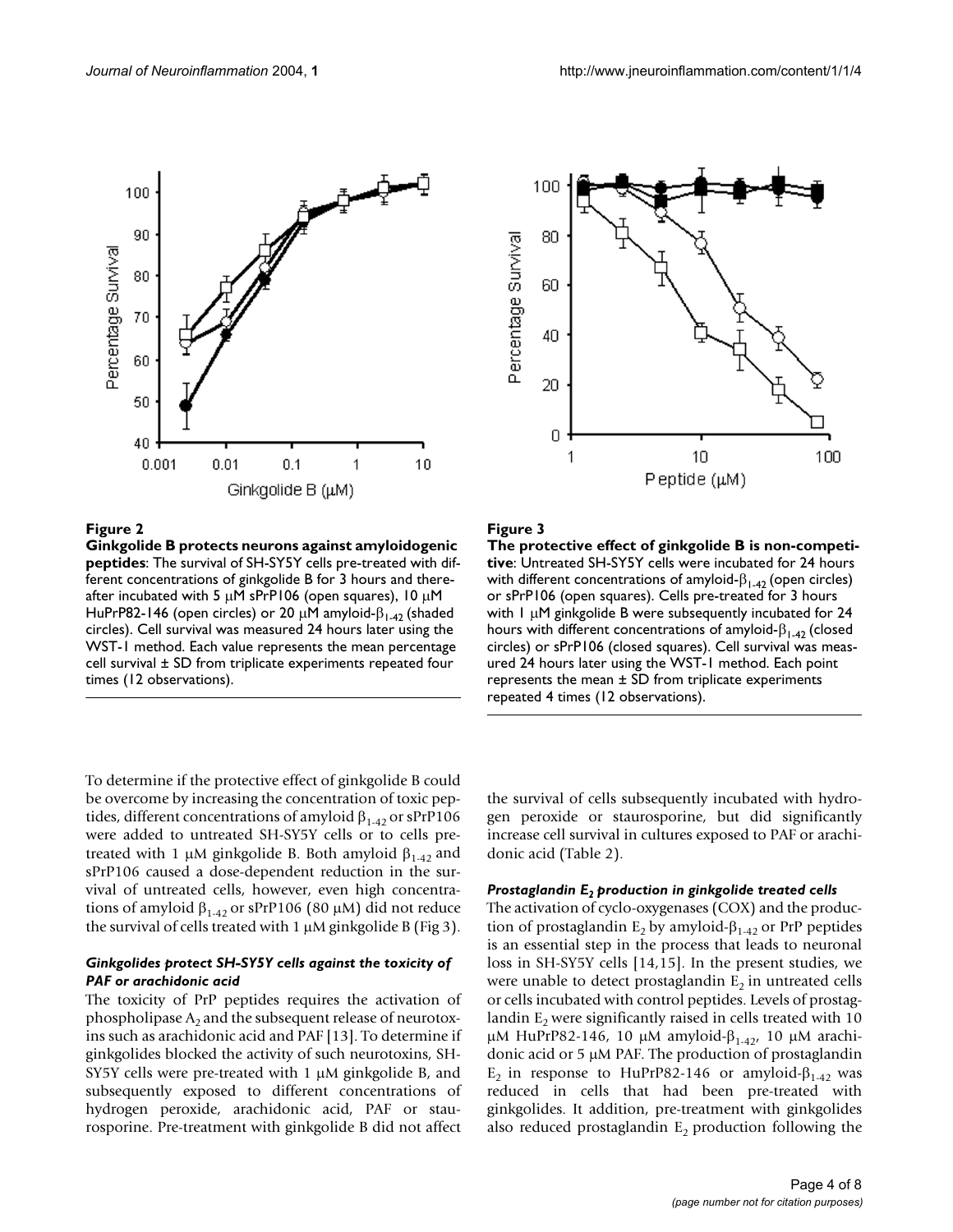**Figure 2**

**Ginkgolide B protects neurons against amyloidogenic peptides**: The survival of SH-SY5Y cells pre-treated with different concentrations of ginkgolide B for 3 hours and thereafter incubated with 5 μM sPrP106 (open squares), 10 μM HuPrP82-146 (open circles) or 20 μM amyloid-$\beta_{1-42}$ (shaded circles). Cell survival was measured 24 hours later using the WST-1 method. Each value represents the mean percentage cell survival ± SD from triplicate experiments repeated four times (12 observations).

**Figure 3**

**The protective effect of ginkgolide B is non-competitive**: Untreated SH-SY5Y cells were incubated for 24 hours with different concentrations of amyloid-$\beta_{1-42}$ (open circles) or sPrP106 (open squares). Cells pre-treated for 3 hours with 1 μM ginkgolide B were subsequently incubated for 24 hours with different concentrations of amyloid-$\beta_{1-42}$ (closed circles) or sPrP106 (closed squares). Cell survival was measured 24 hours later using the WST-1 method. Each point represents the mean ± SD from triplicate experiments repeated 4 times (12 observations).

To determine if the protective effect of ginkgolide B could be overcome by increasing the concentration of toxic peptides, different concentrations of amyloid $\beta_{1-42}$ or sPrP106 were added to untreated SH-SY5Y cells or to cells pre-treated with 1 μM ginkgolide B. Both amyloid $\beta_{1-42}$ and sPrP106 caused a dose-dependent reduction in the survival of untreated cells, however, even high concentrations of amyloid $\beta_{1-42}$ or sPrP106 (80 μM) did not reduce the survival of cells treated with 1 μM ginkgolide B (Fig 3).

### *Ginkgolides protect SH-SY5Y cells against the toxicity of PAF or arachidonic acid*

The toxicity of PrP peptides requires the activation of phospholipase $A_2$ and the subsequent release of neurotoxins such as arachidonic acid and PAF [13]. To determine if ginkgolides blocked the activity of such neurotoxins, SH-SY5Y cells were pre-treated with 1 μM ginkgolide B, and subsequently exposed to different concentrations of hydrogen peroxide, arachidonic acid, PAF or staurosporine. Pre-treatment with ginkgolide B did not affect the survival of cells subsequently incubated with hydrogen peroxide or staurosporine, but did significantly increase cell survival in cultures exposed to PAF or arachidonic acid (Table 2).

### *Prostaglandin $E_2$ production in ginkgolide treated cells*

The activation of cyclo-oxygenases (COX) and the production of prostaglandin $E_2$ by amyloid-$\beta_{1-42}$ or PrP peptides is an essential step in the process that leads to neuronal loss in SH-SY5Y cells [14,15]. In the present studies, we were unable to detect prostaglandin $E_2$ in untreated cells or cells incubated with control peptides. Levels of prostaglandin $E_2$ were significantly raised in cells treated with 10 μM HuPrP82-146, 10 μM amyloid-$\beta_{1-42}$, 10 μM arachidonic acid or 5 μM PAF. The production of prostaglandin $E_2$ in response to HuPrP82-146 or amyloid-$\beta_{1-42}$ was reduced in cells that had been pre-treated with ginkgolides. It addition, pre-treatment with ginkgolides also reduced prostaglandin $E_2$ production following the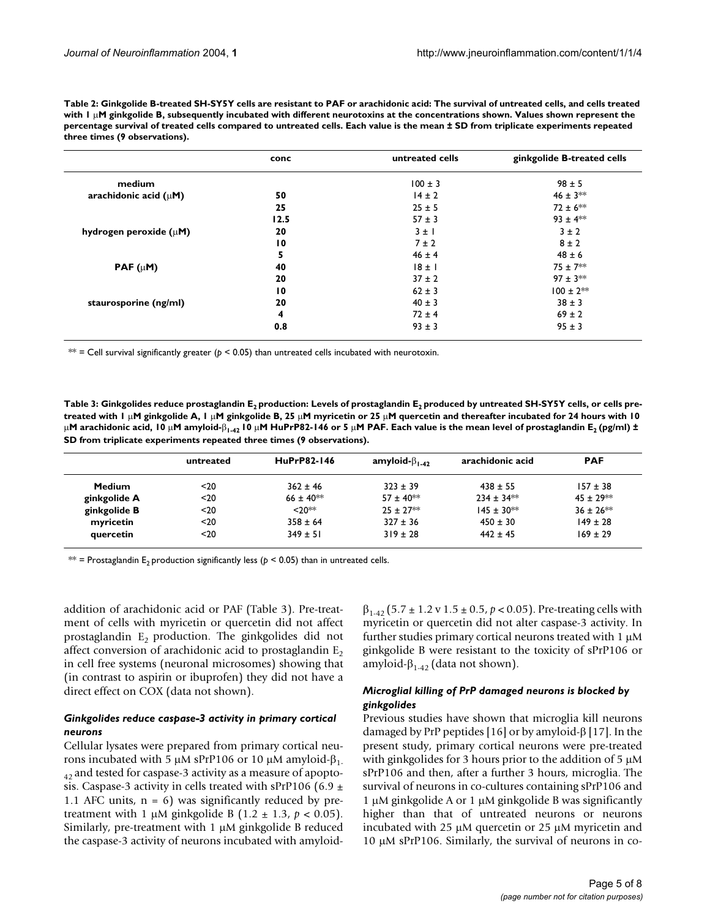**Table 2: Ginkgolide B-treated SH-SY5Y cells are resistant to PAF or arachidonic acid: The survival of untreated cells, and cells treated with 1 μM ginkgolide B, subsequently incubated with different neurotoxins at the concentrations shown. Values shown represent the percentage survival of treated cells compared to untreated cells. Each value is the mean ± SD from triplicate experiments repeated three times (9 observations).**

| | conc | untreated cells | ginkgolide B-treated cells |
|---|---|---|---|
| **medium** | | 100 ± 3 | 98 ± 5 |
| **arachidonic acid (μM)** | **50** | 14 ± 2 | 46 ± 3** |
| | **25** | 25 ± 5 | 72 ± 6** |
| | **12.5** | 57 ± 3 | 93 ± 4** |
| **hydrogen peroxide (μM)** | **20** | 3 ± 1 | 3 ± 2 |
| | **10** | 7 ± 2 | 8 ± 2 |
| | **5** | 46 ± 4 | 48 ± 6 |
| **PAF (μM)** | **40** | 18 ± 1 | 75 ± 7** |
| | **20** | 37 ± 2 | 97 ± 3** |
| | **10** | 62 ± 3 | 100 ± 2** |
| **staurosporine (ng/ml)** | **20** | 40 ± 3 | 38 ± 3 |
| | **4** | 72 ± 4 | 69 ± 2 |
| | **0.8** | 93 ± 3 | 95 ± 3 |

** = Cell survival significantly greater ($p < 0.05$) than untreated cells incubated with neurotoxin.

**Table 3: Ginkgolides reduce prostaglandin $E_2$ production: Levels of prostaglandin $E_2$ produced by untreated SH-SY5Y cells, or cells pre-treated with 1 μM ginkgolide A, 1 μM ginkgolide B, 25 μM myricetin or 25 μM quercetin and thereafter incubated for 24 hours with 10 μM arachidonic acid, 10 μM amyloid-$\beta_{1-42}$ 10 μM HuPrP82-146 or 5 μM PAF. Each value is the mean level of prostaglandin $E_2$ (pg/ml) ± SD from triplicate experiments repeated three times (9 observations).**

| | untreated | HuPrP82-146 | amyloid-$\beta_{1-42}$ | arachidonic acid | PAF |
|---|---|---|---|---|---|
| **Medium** | <20 | 362 ± 46 | 323 ± 39 | 438 ± 55 | 157 ± 38 |
| **ginkgolide A** | <20 | 66 ± 40** | 57 ± 40** | 234 ± 34** | 45 ± 29** |
| **ginkgolide B** | <20 | <20** | 25 ± 27** | 145 ± 30** | 36 ± 26** |
| **myricetin** | <20 | 358 ± 64 | 327 ± 36 | 450 ± 30 | 149 ± 28 |
| **quercetin** | <20 | 349 ± 51 | 319 ± 28 | 442 ± 45 | 169 ± 29 |

** = Prostaglandin $E_2$ production significantly less ($p < 0.05$) than in untreated cells.

addition of arachidonic acid or PAF (Table 3). Pre-treatment of cells with myricetin or quercetin did not affect prostaglandin $E_2$ production. The ginkgolides did not affect conversion of arachidonic acid to prostaglandin $E_2$ in cell free systems (neuronal microsomes) showing that (in contrast to aspirin or ibuprofen) they did not have a direct effect on COX (data not shown).

### *Ginkgolides reduce caspase-3 activity in primary cortical neurons*

Cellular lysates were prepared from primary cortical neurons incubated with 5 μM sPrP106 or 10 μM amyloid-$\beta_{1-42}$ and tested for caspase-3 activity as a measure of apoptosis. Caspase-3 activity in cells treated with sPrP106 (6.9 ± 1.1 AFC units, n = 6) was significantly reduced by pre-treatment with 1 μM ginkgolide B (1.2 ± 1.3, $p < 0.05$). Similarly, pre-treatment with 1 μM ginkgolide B reduced the caspase-3 activity of neurons incubated with amyloid-$\beta_{1-42}$ (5.7 ± 1.2 v 1.5 ± 0.5, $p < 0.05$). Pre-treating cells with myricetin or quercetin did not alter caspase-3 activity. In further studies primary cortical neurons treated with 1 μM ginkgolide B were resistant to the toxicity of sPrP106 or amyloid-$\beta_{1-42}$ (data not shown).

### *Microglial killing of PrP damaged neurons is blocked by ginkgolides*

Previous studies have shown that microglia kill neurons damaged by PrP peptides [16] or by amyloid-β [17]. In the present study, primary cortical neurons were pre-treated with ginkgolides for 3 hours prior to the addition of 5 μM sPrP106 and then, after a further 3 hours, microglia. The survival of neurons in co-cultures containing sPrP106 and 1 μM ginkgolide A or 1 μM ginkgolide B was significantly higher than that of untreated neurons or neurons incubated with 25 μM quercetin or 25 μM myricetin and 10 μM sPrP106. Similarly, the survival of neurons in co-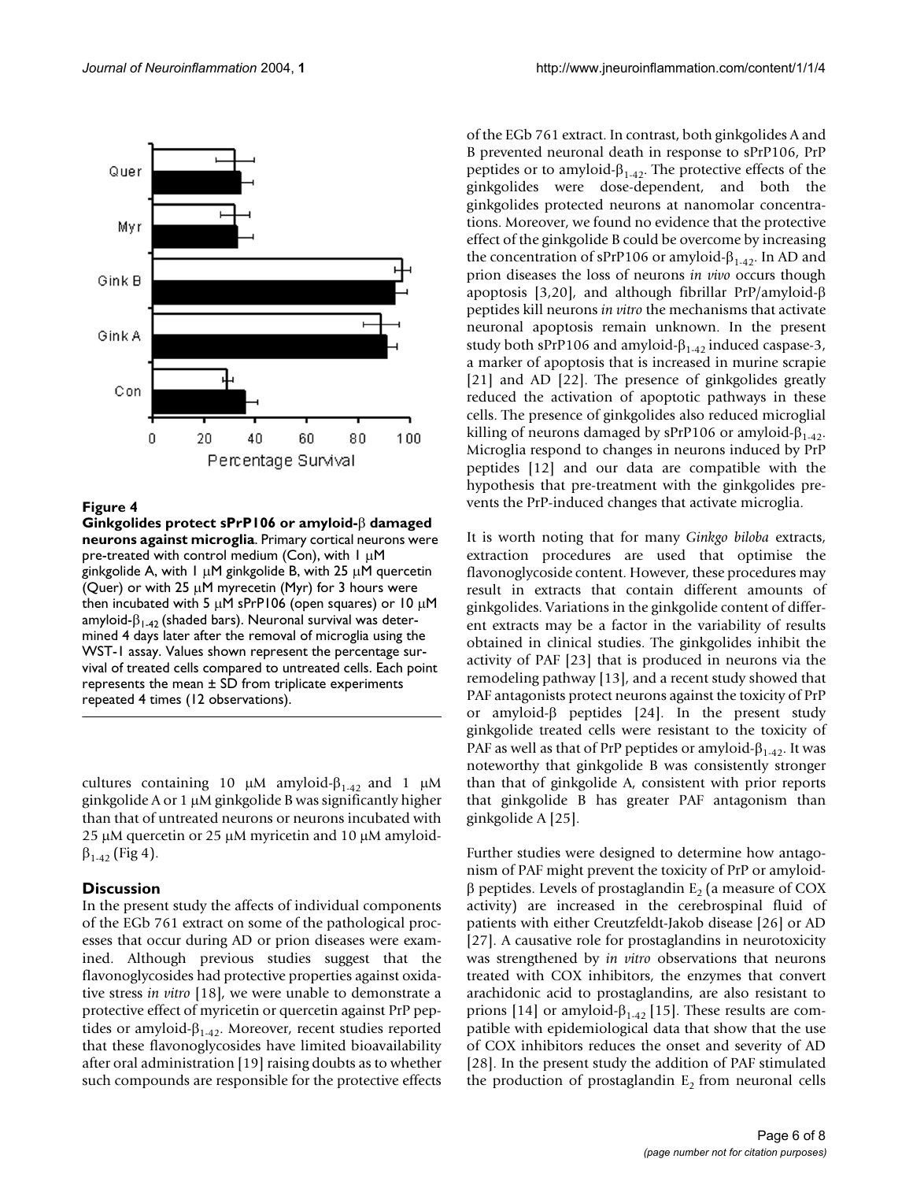**Figure 4**

**Ginkgolides protect sPrP106 or amyloid-β damaged neurons against microglia**. Primary cortical neurons were pre-treated with control medium (Con), with 1 μM ginkgolide A, with 1 μM ginkgolide B, with 25 μM quercetin (Quer) or with 25 μM myrecetin (Myr) for 3 hours were then incubated with 5 μM sPrP106 (open squares) or 10 μM amyloid-$\beta_{1-42}$ (shaded bars). Neuronal survival was determined 4 days later after the removal of microglia using the WST-1 assay. Values shown represent the percentage survival of treated cells compared to untreated cells. Each point represents the mean ± SD from triplicate experiments repeated 4 times (12 observations).

cultures containing 10 μM amyloid-$\beta_{1-42}$ and 1 μM ginkgolide A or 1 μM ginkgolide B was significantly higher than that of untreated neurons or neurons incubated with 25 μM quercetin or 25 μM myricetin and 10 μM amyloid-$\beta_{1-42}$ (Fig 4).

## Discussion

In the present study the affects of individual components of the EGb 761 extract on some of the pathological processes that occur during AD or prion diseases were examined. Although previous studies suggest that the flavonoglycosides had protective properties against oxidative stress *in vitro* [18], we were unable to demonstrate a protective effect of myricetin or quercetin against PrP peptides or amyloid-$\beta_{1-42}$. Moreover, recent studies reported that these flavonoglycosides have limited bioavailability after oral administration [19] raising doubts as to whether such compounds are responsible for the protective effects of the EGb 761 extract. In contrast, both ginkgolides A and B prevented neuronal death in response to sPrP106, PrP peptides or to amyloid-$\beta_{1-42}$. The protective effects of the ginkgolides were dose-dependent, and both the ginkgolides protected neurons at nanomolar concentrations. Moreover, we found no evidence that the protective effect of the ginkgolide B could be overcome by increasing the concentration of sPrP106 or amyloid-$\beta_{1-42}$. In AD and prion diseases the loss of neurons *in vivo* occurs though apoptosis [3,20], and although fibrillar PrP/amyloid-β peptides kill neurons *in vitro* the mechanisms that activate neuronal apoptosis remain unknown. In the present study both sPrP106 and amyloid-$\beta_{1-42}$ induced caspase-3, a marker of apoptosis that is increased in murine scrapie [21] and AD [22]. The presence of ginkgolides greatly reduced the activation of apoptotic pathways in these cells. The presence of ginkgolides also reduced microglial killing of neurons damaged by sPrP106 or amyloid-$\beta_{1-42}$. Microglia respond to changes in neurons induced by PrP peptides [12] and our data are compatible with the hypothesis that pre-treatment with the ginkgolides prevents the PrP-induced changes that activate microglia.

It is worth noting that for many *Ginkgo biloba* extracts, extraction procedures are used that optimise the flavonoglycoside content. However, these procedures may result in extracts that contain different amounts of ginkgolides. Variations in the ginkgolide content of different extracts may be a factor in the variability of results obtained in clinical studies. The ginkgolides inhibit the activity of PAF [23] that is produced in neurons via the remodeling pathway [13], and a recent study showed that PAF antagonists protect neurons against the toxicity of PrP or amyloid-β peptides [24]. In the present study ginkgolide treated cells were resistant to the toxicity of PAF as well as that of PrP peptides or amyloid-$\beta_{1-42}$. It was noteworthy that ginkgolide B was consistently stronger than that of ginkgolide A, consistent with prior reports that ginkgolide B has greater PAF antagonism than ginkgolide A [25].

Further studies were designed to determine how antagonism of PAF might prevent the toxicity of PrP or amyloid-β peptides. Levels of prostaglandin $E_2$ (a measure of COX activity) are increased in the cerebrospinal fluid of patients with either Creutzfeldt-Jakob disease [26] or AD [27]. A causative role for prostaglandins in neurotoxicity was strengthened by *in vitro* observations that neurons treated with COX inhibitors, the enzymes that convert arachidonic acid to prostaglandins, are also resistant to prions [14] or amyloid-$\beta_{1-42}$ [15]. These results are compatible with epidemiological data that show that the use of COX inhibitors reduces the onset and severity of AD [28]. In the present study the addition of PAF stimulated the production of prostaglandin $E_2$ from neuronal cells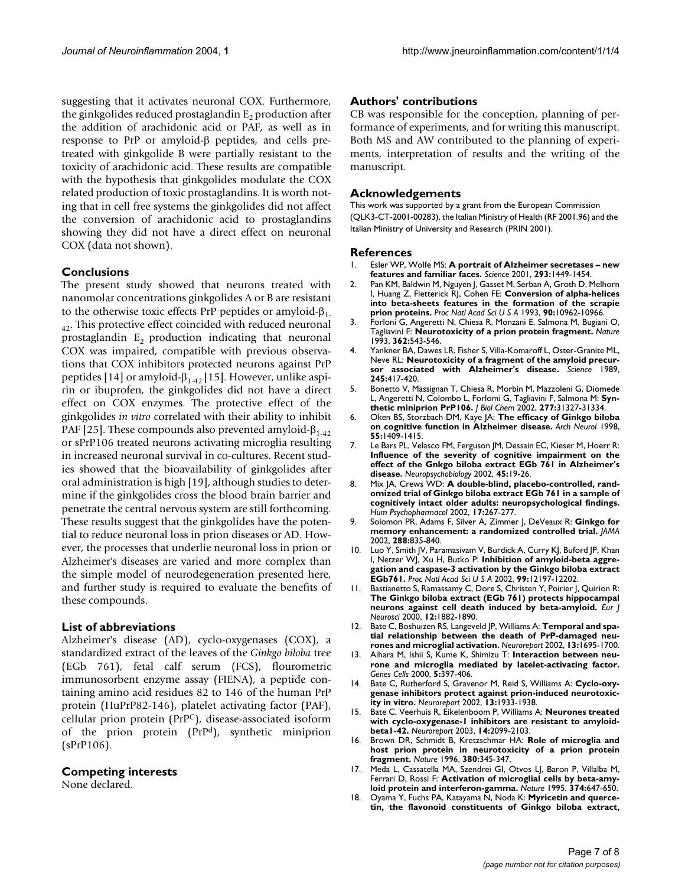suggesting that it activates neuronal COX. Furthermore, the ginkgolides reduced prostaglandin $E_2$ production after the addition of arachidonic acid or PAF, as well as in response to PrP or amyloid-β peptides, and cells pre-treated with ginkgolide B were partially resistant to the toxicity of arachidonic acid. These results are compatible with the hypothesis that ginkgolides modulate the COX related production of toxic prostaglandins. It is worth noting that in cell free systems the ginkgolides did not affect the conversion of arachidonic acid to prostaglandins showing they did not have a direct effect on neuronal COX (data not shown).

## Conclusions

The present study showed that neurons treated with nanomolar concentrations ginkgolides A or B are resistant to the otherwise toxic effects PrP peptides or amyloid-$\beta_{1-42}$. This protective effect coincided with reduced neuronal prostaglandin $E_2$ production indicating that neuronal COX was impaired, compatible with previous observations that COX inhibitors protected neurons against PrP peptides [14] or amyloid-$\beta_{1-42}$ [15]. However, unlike aspirin or ibuprofen, the ginkgolides did not have a direct effect on COX enzymes. The protective effect of the ginkgolides *in vitro* correlated with their ability to inhibit PAF [25]. These compounds also prevented amyloid-$\beta_{1-42}$ or sPrP106 treated neurons activating microglia resulting in increased neuronal survival in co-cultures. Recent studies showed that the bioavailability of ginkgolides after oral administration is high [19], although studies to determine if the ginkgolides cross the blood brain barrier and penetrate the central nervous system are still forthcoming. These results suggest that the ginkgolides have the potential to reduce neuronal loss in prion diseases or AD. However, the processes that underlie neuronal loss in prion or Alzheimer's diseases are varied and more complex than the simple model of neurodegeneration presented here, and further study is required to evaluate the benefits of these compounds.

## List of abbreviations

Alzheimer's disease (AD), cyclo-oxygenases (COX), a standardized extract of the leaves of the *Ginkgo biloba* tree (EGb 761), fetal calf serum (FCS), flourometric immunosorbent enzyme assay (FIENA), a peptide containing amino acid residues 82 to 146 of the human PrP protein (HuPrP82-146), platelet activating factor (PAF), cellular prion protein ($PrP^C$), disease-associated isoform of the prion protein ($PrP^d$), synthetic miniprion (sPrP106).

## Competing interests

None declared.

## Authors' contributions

CB was responsible for the conception, planning of performance of experiments, and for writing this manuscript. Both MS and AW contributed to the planning of experiments, interpretation of results and the writing of the manuscript.

## Acknowledgements

This work was supported by a grant from the European Commission (QLK3-CT-2001-00283), the Italian Ministry of Health (RF 2001.96) and the Italian Ministry of University and Research (PRIN 2001).

## References

1. Esler WP, Wolfe MS: **A portrait of Alzheimer secretases – new features and familiar faces.** *Science* 2001, **293:**1449-1454.
2. Pan KM, Baldwin M, Nguyen J, Gasset M, Serban A, Groth D, Melhorn I, Huang Z, Fletterick RJ, Cohen FE: **Conversion of alpha-helices into beta-sheets features in the formation of the scrapie prion proteins.** *Proc Natl Acad Sci U S A* 1993, **90:**10962-10966.
3. Forloni G, Angeretti N, Chiesa R, Monzani E, Salmona M, Bugiani O, Tagliavini F: **Neurotoxicity of a prion protein fragment.** *Nature* 1993, **362:**543-546.
4. Yankner BA, Dawes LR, Fisher S, Villa-Komaroff L, Oster-Granite ML, Neve RL: **Neurotoxicity of a fragment of the amyloid precursor associated with Alzheimer's disease.** *Science* 1989, **245:**417-420.
5. Bonetto V, Massignan T, Chiesa R, Morbin M, Mazzoleni G, Diomede L, Angeretti N, Colombo L, Forlomi G, Tagliavini F, Salmona M: **Synthetic miniprion PrP106.** *J Biol Chem* 2002, **277:**31327-31334.
6. Oken BS, Storzbach DM, Kaye JA: **The efficacy of Ginkgo biloba on cognitive function in Alzheimer disease.** *Arch Neurol* 1998, **55:**1409-1415.
7. Le Bars PL, Velasco FM, Ferguson JM, Dessain EC, Kieser M, Hoerr R: **Influence of the severity of cognitive impairment on the effect of the Gnkgo biloba extract EGb 761 in Alzheimer's disease.** *Neuropsychobiology* 2002, **45:**19-26.
8. Mix JA, Crews WD: **A double-blind, placebo-controlled, randomized trial of Ginkgo biloba extract EGb 761 in a sample of cognitively intact older adults: neuropsychological findings.** *Hum Psychopharmacol* 2002, **17:**267-277.
9. Solomon PR, Adams F, Silver A, Zimmer J, DeVeaux R: **Ginkgo for memory enhancement: a randomized controlled trial.** *JAMA* 2002, **288:**835-840.
10. Luo Y, Smith JV, Paramasivam V, Burdick A, Curry KJ, Buford JP, Khan I, Netzer WJ, Xu H, Butko P: **Inhibition of amyloid-beta aggregation and caspase-3 activation by the Ginkgo biloba extract EGb761.** *Proc Natl Acad Sci U S A* 2002, **99:**12197-12202.
11. Bastianetto S, Ramassamy C, Dore S, Christen Y, Poirier J, Quirion R: **The Ginkgo biloba extract (EGb 761) protects hippocampal neurons against cell death induced by beta-amyloid.** *Eur J Neurosci* 2000, **12:**1882-1890.
12. Bate C, Boshuizen RS, Langeveld JP, Williams A: **Temporal and spatial relationship between the death of PrP-damaged neurones and microglial activation.** *Neuroreport* 2002, **13:**1695-1700.
13. Aihara M, Ishii S, Kume K, Shimizu T: **Interaction between neurone and microglia mediated by latelet-activating factor.** *Genes Cells* 2000, **5:**397-406.
14. Bate C, Rutherford S, Gravenor M, Reid S, Williams A: **Cyclo-oxygenase inhibitors protect against prion-induced neurotoxicity in vitro.** *Neuroreport* 2002, **13:**1933-1938.
15. Bate C, Veerhuis R, Eikelenboom P, Williams A: **Neurones treated with cyclo-oxygenase-1 inhibitors are resistant to amyloid-beta1-42.** *Neuroreport* 2003, **14:**2099-2103.
16. Brown DR, Schmidt B, Kretzschmar HA: **Role of microglia and host prion protein in neurotoxicity of a prion protein fragment.** *Nature* 1996, **380:**345-347.
17. Meda L, Cassatella MA, Szendrei GI, Otvos LJ, Baron P, Villalba M, Ferrari D, Rossi F: **Activation of microglial cells by beta-amyloid protein and interferon-gamma.** *Nature* 1995, **374:**647-650.
18. Oyama Y, Fuchs PA, Katayama N, Noda K: **Myricetin and quercetin, the flavonoid constituents of Ginkgo biloba extract,**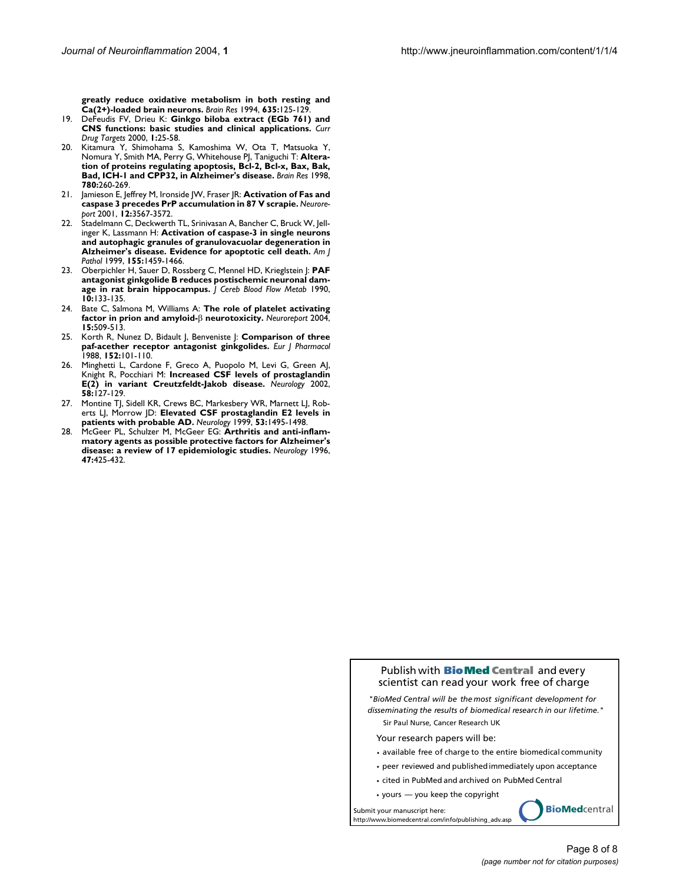**greatly reduce oxidative metabolism in both resting and Ca(2+)-loaded brain neurons.** *Brain Res* 1994, **635:**125-129.

19. DeFeudis FV, Drieu K: **Ginkgo biloba extract (EGb 761) and CNS functions: basic studies and clinical applications.** *Curr Drug Targets* 2000, **1:**25-58.
20. Kitamura Y, Shimohama S, Kamoshima W, Ota T, Matsuoka Y, Nomura Y, Smith MA, Perry G, Whitehouse PJ, Taniguchi T: **Alteration of proteins regulating apoptosis, Bcl-2, Bcl-x, Bax, Bak, Bad, ICH-1 and CPP32, in Alzheimer's disease.** *Brain Res* 1998, **780:**260-269.
21. Jamieson E, Jeffrey M, Ironside JW, Fraser JR: **Activation of Fas and caspase 3 precedes PrP accumulation in 87 V scrapie.** *Neuroreport* 2001, **12:**3567-3572.
22. Stadelmann C, Deckwerth TL, Srinivasan A, Bancher C, Bruck W, Jellinger K, Lassmann H: **Activation of caspase-3 in single neurons and autophagic granules of granulovacuolar degeneration in Alzheimer's disease. Evidence for apoptotic cell death.** *Am J Pathol* 1999, **155:**1459-1466.
23. Oberpichler H, Sauer D, Rossberg C, Mennel HD, Krieglstein J: **PAF antagonist ginkgolide B reduces postischemic neuronal damage in rat brain hippocampus.** *J Cereb Blood Flow Metab* 1990, **10:**133-135.
24. Bate C, Salmona M, Williams A: **The role of platelet activating factor in prion and amyloid-β neurotoxicity.** *Neuroreport* 2004, **15:**509-513.
25. Korth R, Nunez D, Bidault J, Benveniste J: **Comparison of three paf-acether receptor antagonist ginkgolides.** *Eur J Pharmacol* 1988, **152:**101-110.
26. Minghetti L, Cardone F, Greco A, Puopolo M, Levi G, Green AJ, Knight R, Pocchiari M: **Increased CSF levels of prostaglandin E(2) in variant Creutzfeldt-Jakob disease.** *Neurology* 2002, **58:**127-129.
27. Montine TJ, Sidell KR, Crews BC, Markesbery WR, Marnett LJ, Roberts LJ, Morrow JD: **Elevated CSF prostaglandin E2 levels in patients with probable AD.** *Neurology* 1999, **53:**1495-1498.
28. McGeer PL, Schulzer M, McGeer EG: **Arthritis and anti-inflammatory agents as possible protective factors for Alzheimer's disease: a review of 17 epidemiologic studies.** *Neurology* 1996, **47:**425-432.

Publish with **BioMed Central** and every scientist can read your work free of charge

*"BioMed Central will be the most significant development for disseminating the results of biomedical research in our lifetime."*

Sir Paul Nurse, Cancer Research UK

Your research papers will be:

- available free of charge to the entire biomedical community
- peer reviewed and published immediately upon acceptance
- cited in PubMed and archived on PubMed Central
- yours — you keep the copyright

Submit your manuscript here:
http://www.biomedcentral.com/info/publishing_adv.asp

**BioMed**central